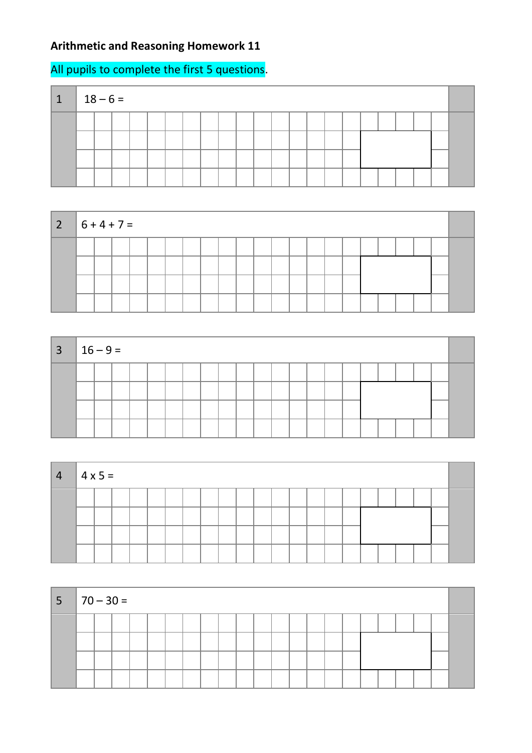**Arithmetic and Reasoning Homework 11**

All pupils to complete the first 5 questions.

| 1 | $18 - 6 =$ |
|---|---|

| 2 | $6 + 4 + 7 =$ |
|---|---|

| 3 | $16 - 9 =$ |
|---|---|

| 4 | $4 \times 5 =$ |
|---|---|

| 5 | $70 - 30 =$ |
|---|---|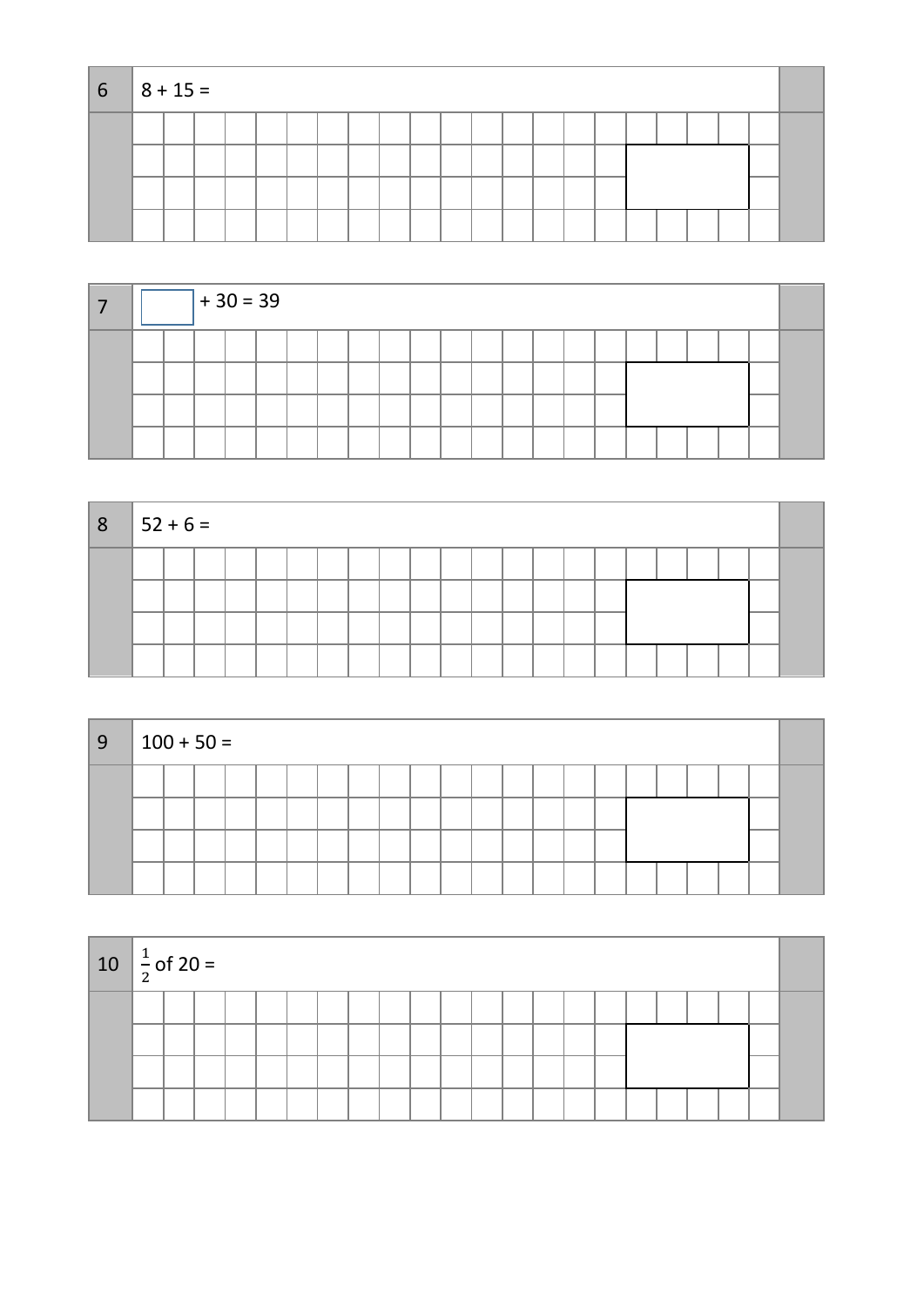6 $8 + 15 =$

7 $\square + 30 = 39$

8 $52 + 6 =$

9 $100 + 50 =$

10 $\frac{1}{2}$ of $20 =$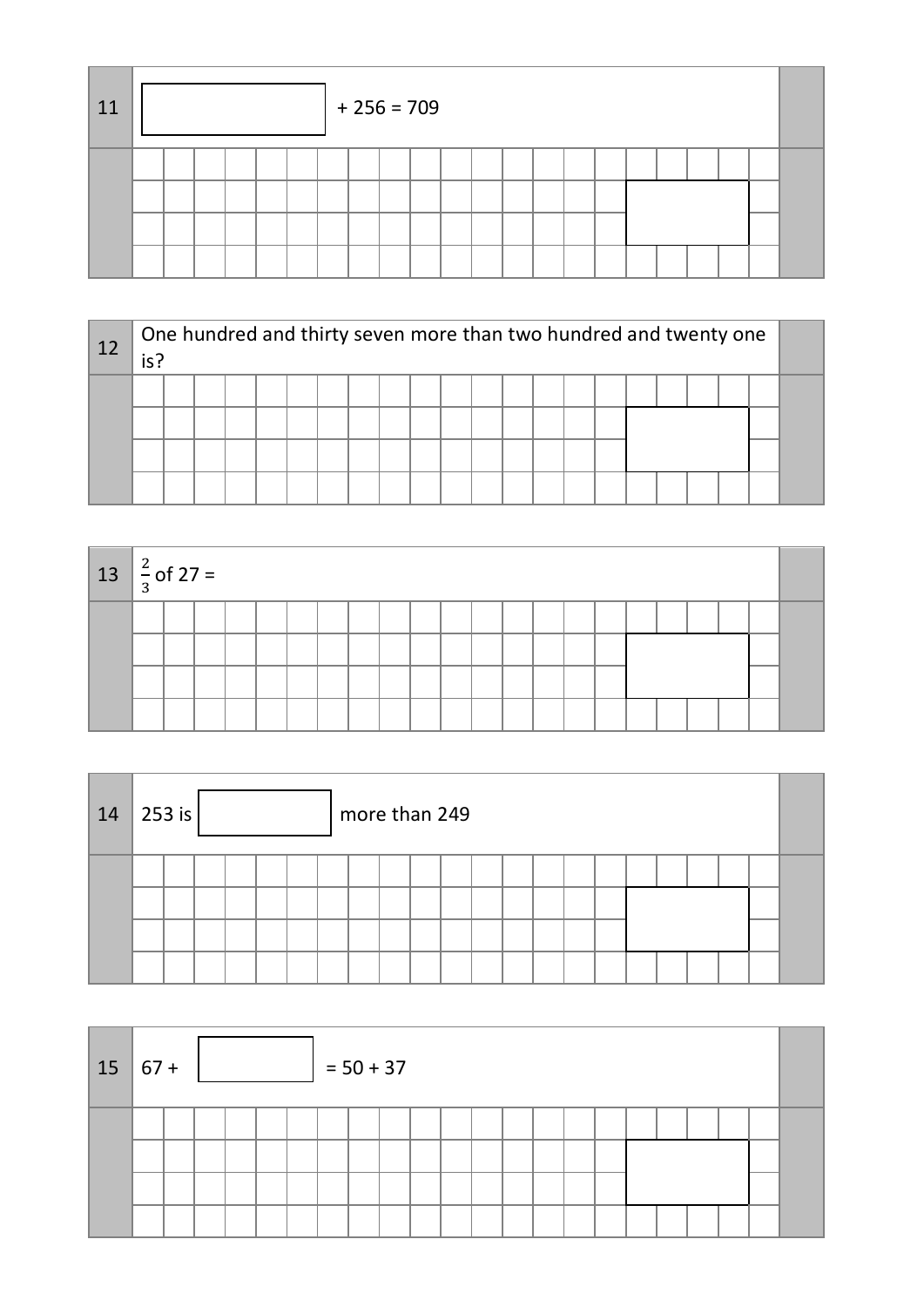**11** $\square + 256 = 709$

**12** One hundred and thirty seven more than two hundred and twenty one is?

**13** $\frac{2}{3}$ of 27 =

**14** 253 is $\square$ more than 249

**15** $67 + \square = 50 + 37$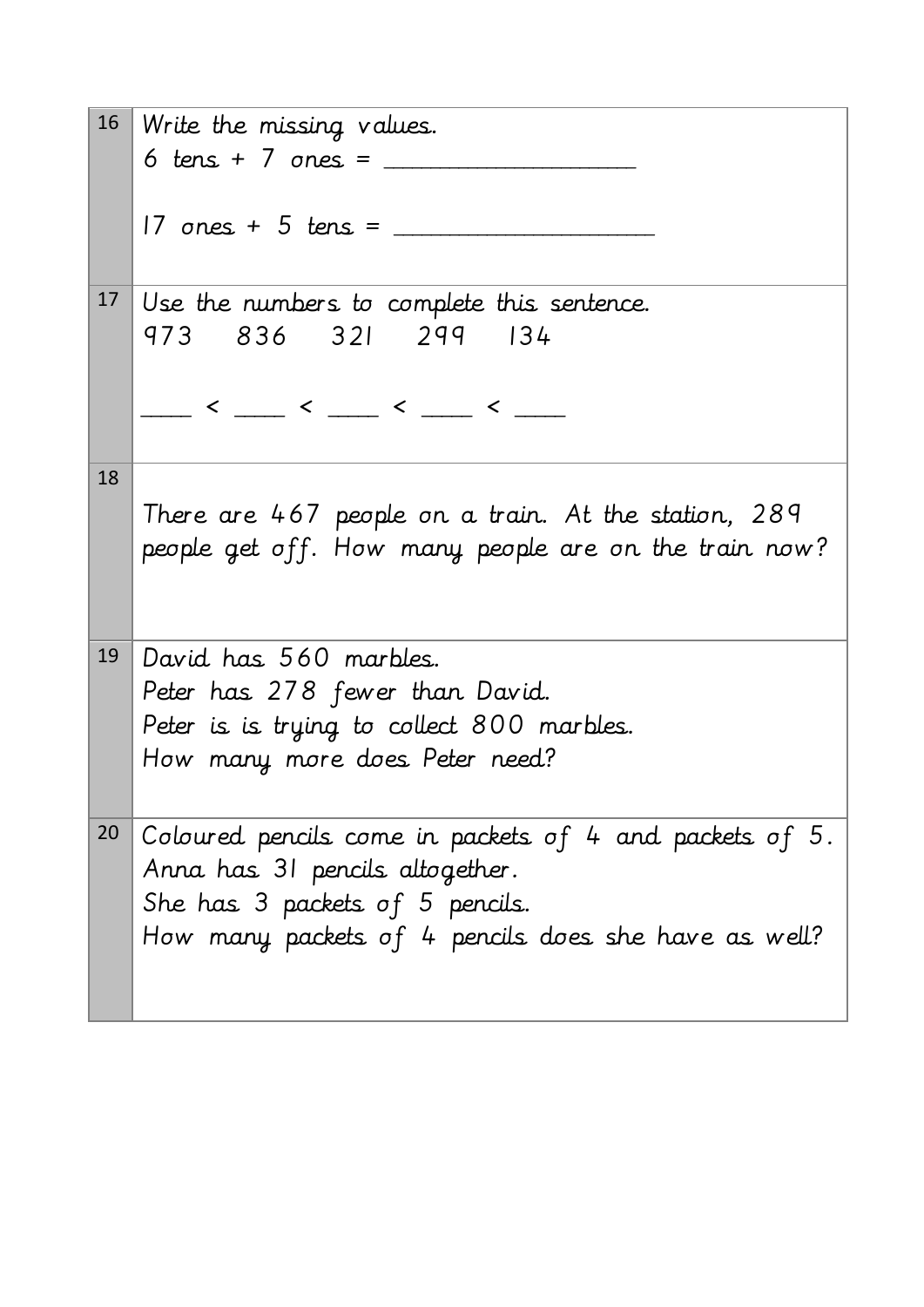| | |
|---|---|
| 16 | Write the missing values.<br>6 tens + 7 ones = ____________________<br><br>17 ones + 5 tens = _____________________ |
| 17 | Use the numbers to complete this sentence.<br>973 836 321 299 134<br><br>____ < ____ < ____ < ____ < ____ |
| 18 | There are 467 people on a train. At the station, 289 people get off. How many people are on the train now? |
| 19 | David has 560 marbles.<br>Peter has 278 fewer than David.<br>Peter is is trying to collect 800 marbles.<br>How many more does Peter need? |
| 20 | Coloured pencils come in packets of 4 and packets of 5.<br>Anna has 31 pencils altogether.<br>She has 3 packets of 5 pencils.<br>How many packets of 4 pencils does she have as well? |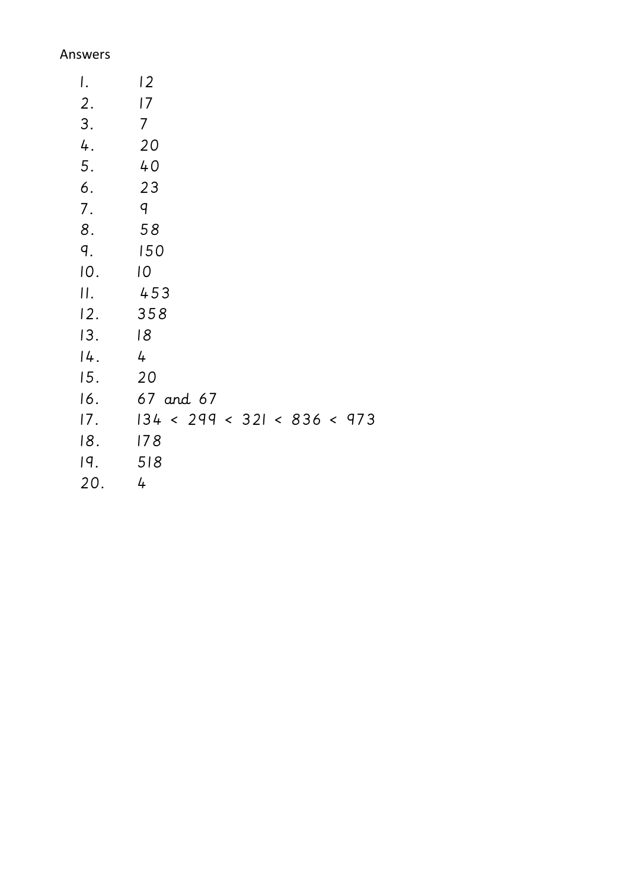Answers

1. 12
2. 17
3. 7
4. 20
5. 40
6. 23
7. 9
8. 58
9. 150
10. 10
11. 453
12. 358
13. 18
14. 4
15. 20
16. 67 and 67
17. 134 < 299 < 321 < 836 < 973
18. 178
19. 518
20. 4